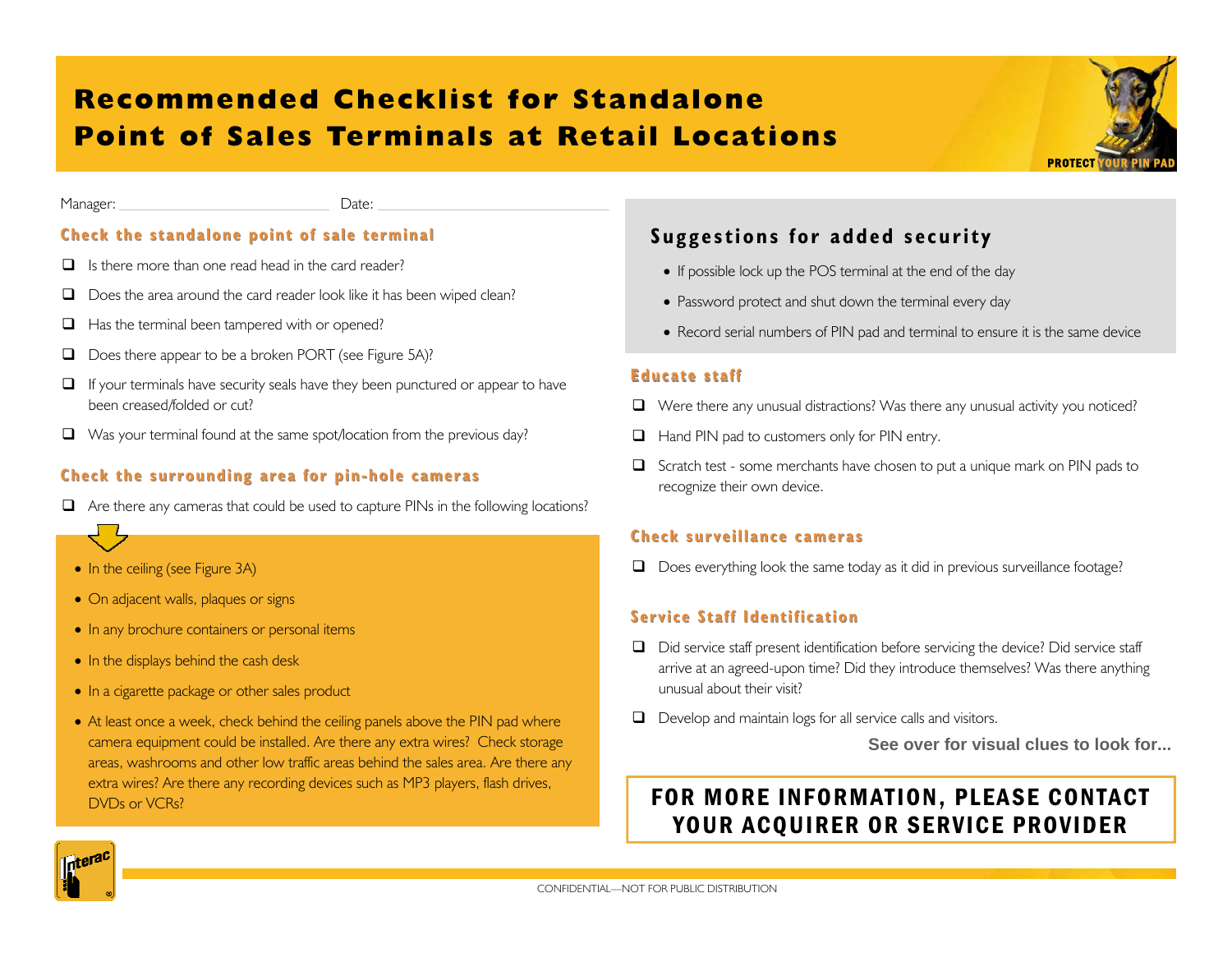# Recommended Checklist for Standalone Point of Sales Terminals at Retail Locations

PROTECT YOUR PIN PAD

Manager: ____________________ Date: ____________________

## Check the standalone point of sale terminal

- ❑ Is there more than one read head in the card reader?
- ❑ Does the area around the card reader look like it has been wiped clean?
- ❑ Has the terminal been tampered with or opened?
- ❑ Does there appear to be a broken PORT (see Figure 5A)?
- ❑ If your terminals have security seals have they been punctured or appear to have been creased/folded or cut?
- ❑ Was your terminal found at the same spot/location from the previous day?

## Check the surrounding area for pin-hole cameras

- ❑ Are there any cameras that could be used to capture PINs in the following locations?

- In the ceiling (see Figure 3A)
- On adjacent walls, plaques or signs
- In any brochure containers or personal items
- In the displays behind the cash desk
- In a cigarette package or other sales product
- At least once a week, check behind the ceiling panels above the PIN pad where camera equipment could be installed. Are there any extra wires? Check storage areas, washrooms and other low traffic areas behind the sales area. Are there any extra wires? Are there any recording devices such as MP3 players, flash drives, DVDs or VCRs?

## Suggestions for added security

- If possible lock up the POS terminal at the end of the day
- Password protect and shut down the terminal every day
- Record serial numbers of PIN pad and terminal to ensure it is the same device

## Educate staff

- ❑ Were there any unusual distractions? Was there any unusual activity you noticed?
- ❑ Hand PIN pad to customers only for PIN entry.
- ❑ Scratch test - some merchants have chosen to put a unique mark on PIN pads to recognize their own device.

## Check surveillance cameras

- ❑ Does everything look the same today as it did in previous surveillance footage?

## Service Staff Identification

- ❑ Did service staff present identification before servicing the device? Did service staff arrive at an agreed-upon time? Did they introduce themselves? Was there anything unusual about their visit?
- ❑ Develop and maintain logs for all service calls and visitors.

**See over for visual clues to look for...**

**FOR MORE INFORMATION, PLEASE CONTACT YOUR ACQUIRER OR SERVICE PROVIDER**

Interac

CONFIDENTIAL—NOT FOR PUBLIC DISTRIBUTION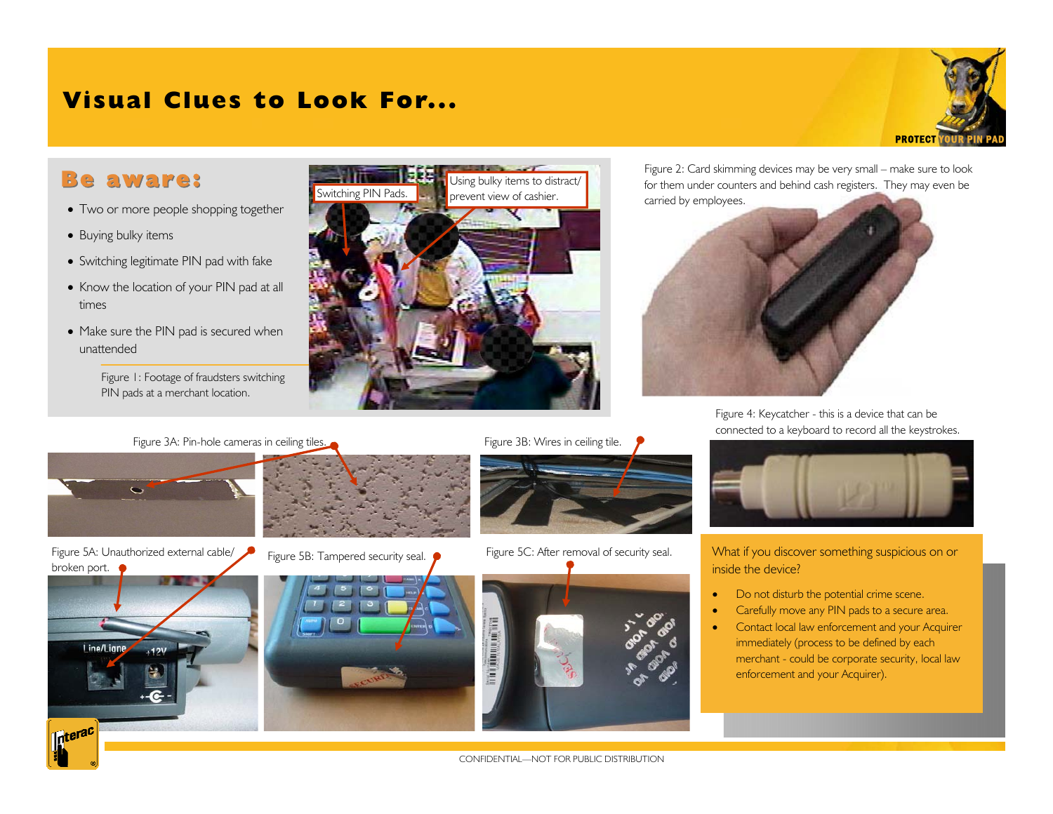# Visual Clues to Look For...

PROTECT YOUR PIN PAD

## Be aware:

- Two or more people shopping together
- Buying bulky items
- Switching legitimate PIN pad with fake
- Know the location of your PIN pad at all times
- Make sure the PIN pad is secured when unattended

Switching PIN Pads.

Using bulky items to distract/ prevent view of cashier.

Figure 1: Footage of fraudsters switching PIN pads at a merchant location.

Figure 2: Card skimming devices may be very small – make sure to look for them under counters and behind cash registers. They may even be carried by employees.

Figure 3A: Pin-hole cameras in ceiling tiles.

Figure 3B: Wires in ceiling tile.

Figure 4: Keycatcher - this is a device that can be connected to a keyboard to record all the keystrokes.

Figure 5A: Unauthorized external cable/ broken port.

Figure 5B: Tampered security seal.

Figure 5C: After removal of security seal.

What if you discover something suspicious on or inside the device?

- Do not disturb the potential crime scene.
- Carefully move any PIN pads to a secure area.
- Contact local law enforcement and your Acquirer immediately (process to be defined by each merchant - could be corporate security, local law enforcement and your Acquirer).

CONFIDENTIAL—NOT FOR PUBLIC DISTRIBUTION